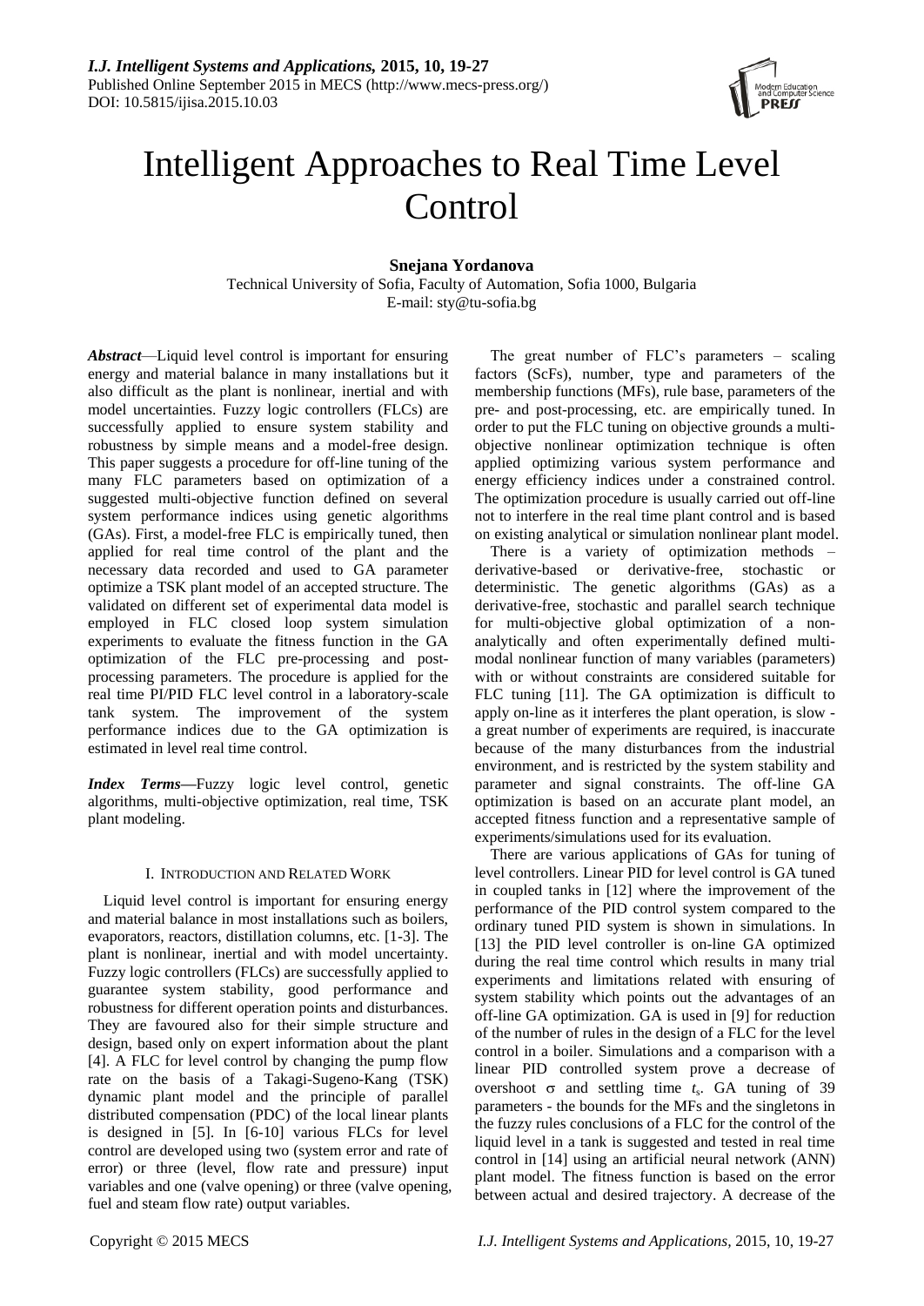# Intelligent Approaches to Real Time Level Control

**Snejana Yordanova**
Technical University of Sofia, Faculty of Automation, Sofia 1000, Bulgaria
E-mail: sty@tu-sofia.bg

***Abstract***—Liquid level control is important for ensuring energy and material balance in many installations but it also difficult as the plant is nonlinear, inertial and with model uncertainties. Fuzzy logic controllers (FLCs) are successfully applied to ensure system stability and robustness by simple means and a model-free design. This paper suggests a procedure for off-line tuning of the many FLC parameters based on optimization of a suggested multi-objective function defined on several system performance indices using genetic algorithms (GAs). First, a model-free FLC is empirically tuned, then applied for real time control of the plant and the necessary data recorded and used to GA parameter optimize a TSK plant model of an accepted structure. The validated on different set of experimental data model is employed in FLC closed loop system simulation experiments to evaluate the fitness function in the GA optimization of the FLC pre-processing and post-processing parameters. The procedure is applied for the real time PI/PID FLC level control in a laboratory-scale tank system. The improvement of the system performance indices due to the GA optimization is estimated in level real time control.

***Index Terms***—Fuzzy logic level control, genetic algorithms, multi-objective optimization, real time, TSK plant modeling.

## I. Introduction and Related Work

Liquid level control is important for ensuring energy and material balance in most installations such as boilers, evaporators, reactors, distillation columns, etc. [1-3]. The plant is nonlinear, inertial and with model uncertainty. Fuzzy logic controllers (FLCs) are successfully applied to guarantee system stability, good performance and robustness for different operation points and disturbances. They are favoured also for their simple structure and design, based only on expert information about the plant [4]. A FLC for level control by changing the pump flow rate on the basis of a Takagi-Sugeno-Kang (TSK) dynamic plant model and the principle of parallel distributed compensation (PDC) of the local linear plants is designed in [5]. In [6-10] various FLCs for level control are developed using two (system error and rate of error) or three (level, flow rate and pressure) input variables and one (valve opening) or three (valve opening, fuel and steam flow rate) output variables.

The great number of FLC's parameters – scaling factors (ScFs), number, type and parameters of the membership functions (MFs), rule base, parameters of the pre- and post-processing, etc. are empirically tuned. In order to put the FLC tuning on objective grounds a multi-objective nonlinear optimization technique is often applied optimizing various system performance and energy efficiency indices under a constrained control. The optimization procedure is usually carried out off-line not to interfere in the real time plant control and is based on existing analytical or simulation nonlinear plant model.

There is a variety of optimization methods – derivative-based or derivative-free, stochastic or deterministic. The genetic algorithms (GAs) as a derivative-free, stochastic and parallel search technique for multi-objective global optimization of a non-analytically and often experimentally defined multi-modal nonlinear function of many variables (parameters) with or without constraints are considered suitable for FLC tuning [11]. The GA optimization is difficult to apply on-line as it interferes the plant operation, is slow - a great number of experiments are required, is inaccurate because of the many disturbances from the industrial environment, and is restricted by the system stability and parameter and signal constraints. The off-line GA optimization is based on an accurate plant model, an accepted fitness function and a representative sample of experiments/simulations used for its evaluation.

There are various applications of GAs for tuning of level controllers. Linear PID for level control is GA tuned in coupled tanks in [12] where the improvement of the performance of the PID control system compared to the ordinary tuned PID system is shown in simulations. In [13] the PID level controller is on-line GA optimized during the real time control which results in many trial experiments and limitations related with ensuring of system stability which points out the advantages of an off-line GA optimization. GA is used in [9] for reduction of the number of rules in the design of a FLC for the level control in a boiler. Simulations and a comparison with a linear PID controlled system prove a decrease of overshoot $\sigma$ and settling time $t_s$. GA tuning of 39 parameters - the bounds for the MFs and the singletons in the fuzzy rules conclusions of a FLC for the control of the liquid level in a tank is suggested and tested in real time control in [14] using an artificial neural network (ANN) plant model. The fitness function is based on the error between actual and desired trajectory. A decrease of the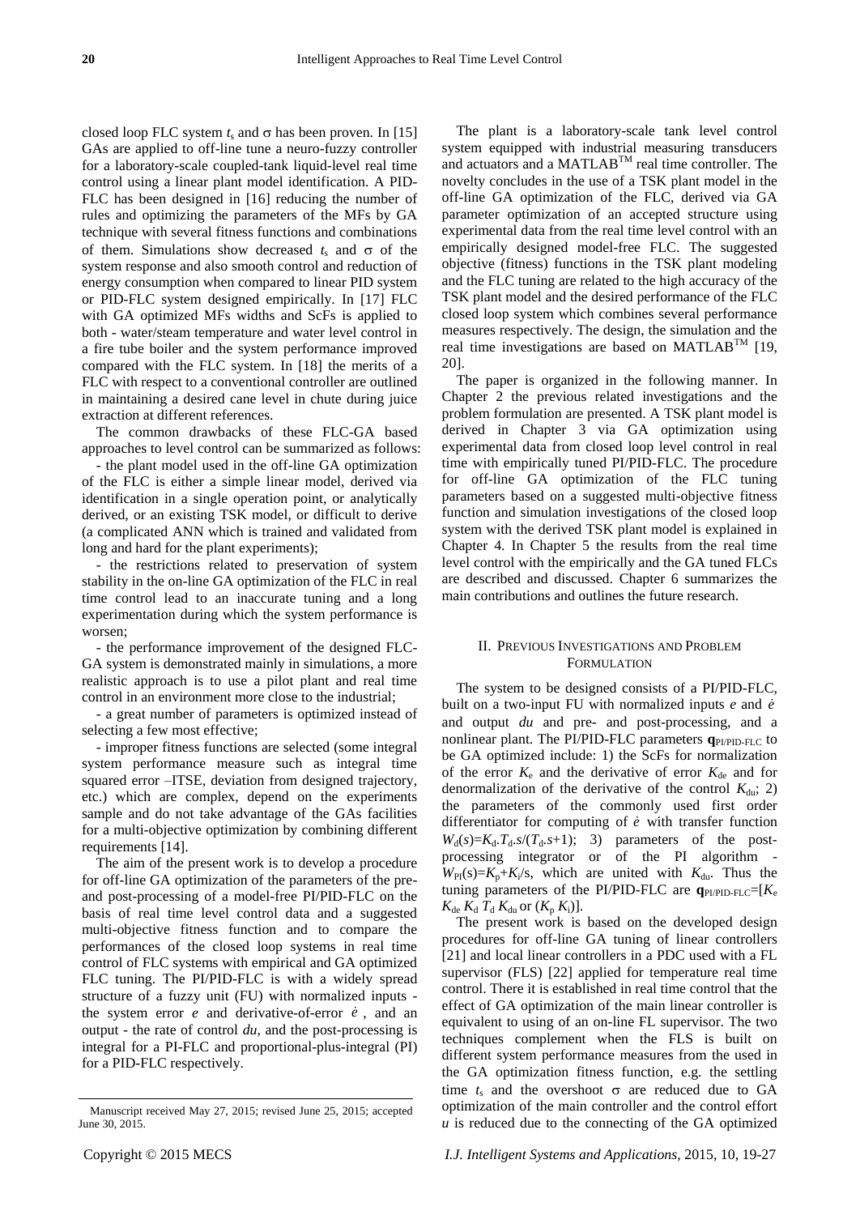closed loop FLC system $t_s$ and $\sigma$ has been proven. In [15] GAs are applied to off-line tune a neuro-fuzzy controller for a laboratory-scale coupled-tank liquid-level real time control using a linear plant model identification. A PID-FLC has been designed in [16] reducing the number of rules and optimizing the parameters of the MFs by GA technique with several fitness functions and combinations of them. Simulations show decreased $t_s$ and $\sigma$ of the system response and also smooth control and reduction of energy consumption when compared to linear PID system or PID-FLC system designed empirically. In [17] FLC with GA optimized MFs widths and ScFs is applied to both - water/steam temperature and water level control in a fire tube boiler and the system performance improved compared with the FLC system. In [18] the merits of a FLC with respect to a conventional controller are outlined in maintaining a desired cane level in chute during juice extraction at different references.

The common drawbacks of these FLC-GA based approaches to level control can be summarized as follows:

- the plant model used in the off-line GA optimization of the FLC is either a simple linear model, derived via identification in a single operation point, or analytically derived, or an existing TSK model, or difficult to derive (a complicated ANN which is trained and validated from long and hard for the plant experiments);

- the restrictions related to preservation of system stability in the on-line GA optimization of the FLC in real time control lead to an inaccurate tuning and a long experimentation during which the system performance is worsen;

- the performance improvement of the designed FLC-GA system is demonstrated mainly in simulations, a more realistic approach is to use a pilot plant and real time control in an environment more close to the industrial;

- a great number of parameters is optimized instead of selecting a few most effective;

- improper fitness functions are selected (some integral system performance measure such as integral time squared error –ITSE, deviation from designed trajectory, etc.) which are complex, depend on the experiments sample and do not take advantage of the GAs facilities for a multi-objective optimization by combining different requirements [14].

The aim of the present work is to develop a procedure for off-line GA optimization of the parameters of the pre- and post-processing of a model-free PI/PID-FLC on the basis of real time level control data and a suggested multi-objective fitness function and to compare the performances of the closed loop systems in real time control of FLC systems with empirical and GA optimized FLC tuning. The PI/PID-FLC is with a widely spread structure of a fuzzy unit (FU) with normalized inputs - the system error $e$ and derivative-of-error $\dot{e}$, and an output - the rate of control $du$, and the post-processing is integral for a PI-FLC and proportional-plus-integral (PI) for a PID-FLC respectively.

The plant is a laboratory-scale tank level control system equipped with industrial measuring transducers and actuators and a MATLAB$^{TM}$ real time controller. The novelty concludes in the use of a TSK plant model in the off-line GA optimization of the FLC, derived via GA parameter optimization of an accepted structure using experimental data from the real time level control with an empirically designed model-free FLC. The suggested objective (fitness) functions in the TSK plant modeling and the FLC tuning are related to the high accuracy of the TSK plant model and the desired performance of the FLC closed loop system which combines several performance measures respectively. The design, the simulation and the real time investigations are based on MATLAB$^{TM}$ [19, 20].

The paper is organized in the following manner. In Chapter 2 the previous related investigations and the problem formulation are presented. A TSK plant model is derived in Chapter 3 via GA optimization using experimental data from closed loop level control in real time with empirically tuned PI/PID-FLC. The procedure for off-line GA optimization of the FLC tuning parameters based on a suggested multi-objective fitness function and simulation investigations of the closed loop system with the derived TSK plant model is explained in Chapter 4. In Chapter 5 the results from the real time level control with the empirically and the GA tuned FLCs are described and discussed. Chapter 6 summarizes the main contributions and outlines the future research.

## II. Previous Investigations and Problem Formulation

The system to be designed consists of a PI/PID-FLC, built on a two-input FU with normalized inputs $e$ and $\dot{e}$ and output $du$ and pre- and post-processing, and a nonlinear plant. The PI/PID-FLC parameters $\mathbf{q}_{PI/PID\text{-}FLC}$ to be GA optimized include: 1) the ScFs for normalization of the error $K_e$ and the derivative of error $K_{de}$ and for denormalization of the derivative of the control $K_{du}$; 2) the parameters of the commonly used first order differentiator for computing of $\dot{e}$ with transfer function $W_d(s)=K_d.T_d.s/(T_d.s+1)$; 3) parameters of the post-processing integrator or of the PI algorithm - $W_{PI}(s)=K_p+K_i/s$, which are united with $K_{du}$. Thus the tuning parameters of the PI/PID-FLC are $\mathbf{q}_{PI/PID\text{-}FLC}=[K_e\ K_{de}\ K_d\ T_d\ K_{du}$ or $(K_p\ K_i)]$.

The present work is based on the developed design procedures for off-line GA tuning of linear controllers [21] and local linear controllers in a PDC used with a FL supervisor (FLS) [22] applied for temperature real time control. There it is established in real time control that the effect of GA optimization of the main linear controller is equivalent to using of an on-line FL supervisor. The two techniques complement when the FLS is built on different system performance measures from the used in the GA optimization fitness function, e.g. the settling time $t_s$ and the overshoot $\sigma$ are reduced due to GA optimization of the main controller and the control effort $u$ is reduced due to the connecting of the GA optimized

Manuscript received May 27, 2015; revised June 25, 2015; accepted June 30, 2015.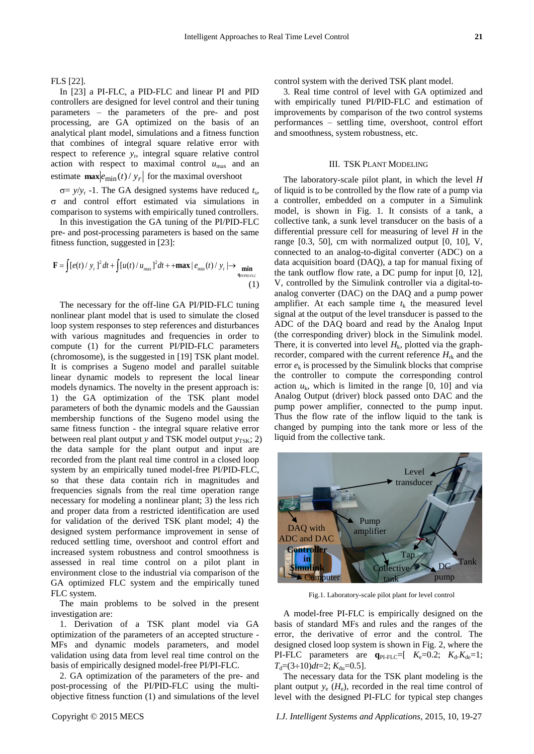FLS [22].

In [23] a PI-FLC, a PID-FLC and linear PI and PID controllers are designed for level control and their tuning parameters – the parameters of the pre- and post processing, are GA optimized on the basis of an analytical plant model, simulations and a fitness function that combines of integral square relative error with respect to reference $y_r$, integral square relative control action with respect to maximal control $u_{max}$ and an estimate $\mathbf{max}|e_{min}(t)/y_r|$ for the maximal overshoot

$\sigma = y/y_r$ -1. The GA designed systems have reduced $t_s$, $\sigma$ and control effort estimated via simulations in comparison to systems with empirically tuned controllers.

In this investigation the GA tuning of the PI/PID-FLC pre- and post-processing parameters is based on the same fitness function, suggested in [23]:

$$\mathbf{F} = \int [e(t)/y_r]^2 dt + \int [u(t)/u_{max}]^2 dt + \mathbf{max}|e_{min}(t)/y_r| \rightarrow \min_{\mathbf{q}_{PI/PID\text{-}FLC}} \quad (1)$$

The necessary for the off-line GA PI/PID-FLC tuning nonlinear plant model that is used to simulate the closed loop system responses to step references and disturbances with various magnitudes and frequencies in order to compute (1) for the current PI/PID-FLC parameters (chromosome), is the suggested in [19] TSK plant model. It is comprises a Sugeno model and parallel suitable linear dynamic models to represent the local linear models dynamics. The novelty in the present approach is: 1) the GA optimization of the TSK plant model parameters of both the dynamic models and the Gaussian membership functions of the Sugeno model using the same fitness function - the integral square relative error between real plant output $y$ and TSK model output $y_{TSK}$; 2) the data sample for the plant output and input are recorded from the plant real time control in a closed loop system by an empirically tuned model-free PI/PID-FLC, so that these data contain rich in magnitudes and frequencies signals from the real time operation range necessary for modeling a nonlinear plant; 3) the less rich and proper data from a restricted identification are used for validation of the derived TSK plant model; 4) the designed system performance improvement in sense of reduced settling time, overshoot and control effort and increased system robustness and control smoothness is assessed in real time control on a pilot plant in environment close to the industrial via comparison of the GA optimized FLC system and the empirically tuned FLC system.

The main problems to be solved in the present investigation are:

1. Derivation of a TSK plant model via GA optimization of the parameters of an accepted structure - MFs and dynamic models parameters, and model validation using data from level real time control on the basis of empirically designed model-free PI/PI-FLC.

2. GA optimization of the parameters of the pre- and post-processing of the PI/PID-FLC using the multi-objective fitness function (1) and simulations of the level control system with the derived TSK plant model.

3. Real time control of level with GA optimized and with empirically tuned PI/PID-FLC and estimation of improvements by comparison of the two control systems performances – settling time, overshoot, control effort and smoothness, system robustness, etc.

## III. TSK Plant Modeling

The laboratory-scale pilot plant, in which the level $H$ of liquid is to be controlled by the flow rate of a pump via a controller, embedded on a computer in a Simulink model, is shown in Fig. 1. It consists of a tank, a collective tank, a sunk level transducer on the basis of a differential pressure cell for measuring of level $H$ in the range [0.3, 50], cm with normalized output [0, 10], V, connected to an analog-to-digital converter (ADC) on a data acquisition board (DAQ), a tap for manual fixing of the tank outflow flow rate, a DC pump for input [0, 12], V, controlled by the Simulink controller via a digital-to-analog converter (DAC) on the DAQ and a pump power amplifier. At each sample time $t_k$ the measured level signal at the output of the level transducer is passed to the ADC of the DAQ board and read by the Analog Input (the corresponding driver) block in the Simulink model. There, it is converted into level $H_k$, plotted via the graph-recorder, compared with the current reference $H_{rk}$ and the error $e_k$ is processed by the Simulink blocks that comprise the controller to compute the corresponding control action $u_k$, which is limited in the range [0, 10] and via Analog Output (driver) block passed onto DAC and the pump power amplifier, connected to the pump input. Thus the flow rate of the inflow liquid to the tank is changed by pumping into the tank more or less of the liquid from the collective tank.

Fig.1. Laboratory-scale pilot plant for level control

A model-free PI-FLC is empirically designed on the basis of standard MFs and rules and the ranges of the error, the derivative of error and the control. The designed closed loop system is shown in Fig. 2, where the PI-FLC parameters are $\mathbf{q}_{PI\text{-}FLC}$=[ $K_e$=0.2; $K_d.K_{de}$=1; $T_d$=(3÷10)$dt$=2; $K_{du}$=0.5].

The necessary data for the TSK plant modeling is the plant output $y_e$ ($H_e$), recorded in the real time control of level with the designed PI-FLC for typical step changes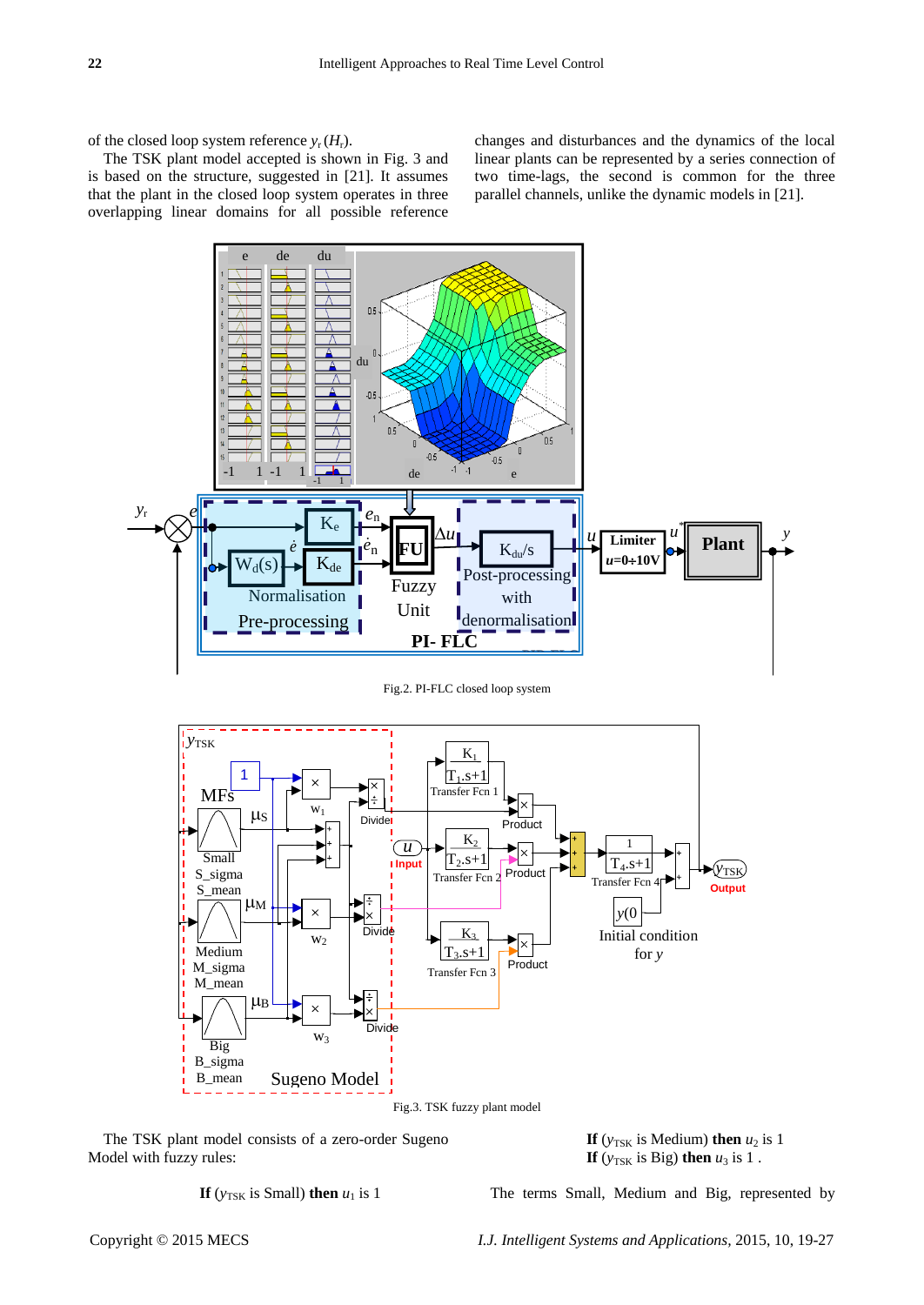of the closed loop system reference $y_r$ ($H_r$).

The TSK plant model accepted is shown in Fig. 3 and is based on the structure, suggested in [21]. It assumes that the plant in the closed loop system operates in three overlapping linear domains for all possible reference changes and disturbances and the dynamics of the local linear plants can be represented by a series connection of two time-lags, the second is common for the three parallel channels, unlike the dynamic models in [21].

Fig.2. PI-FLC closed loop system

Fig.3. TSK fuzzy plant model

The TSK plant model consists of a zero-order Sugeno Model with fuzzy rules:

**If** ($y_{TSK}$ is Small) **then** $u_1$ is 1

**If** ($y_{TSK}$ is Medium) **then** $u_2$ is 1

**If** ($y_{TSK}$ is Big) **then** $u_3$ is 1 .

The terms Small, Medium and Big, represented by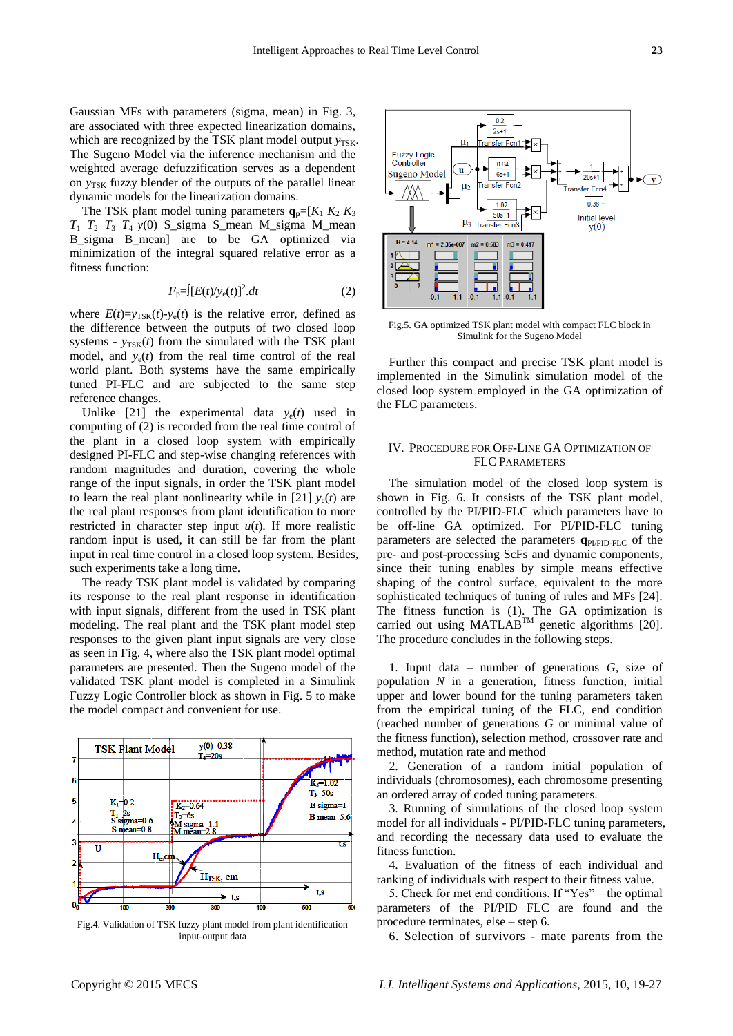Gaussian MFs with parameters (sigma, mean) in Fig. 3, are associated with three expected linearization domains, which are recognized by the TSK plant model output $y_{TSK}$. The Sugeno Model via the inference mechanism and the weighted average defuzzification serves as a dependent on $y_{TSK}$ fuzzy blender of the outputs of the parallel linear dynamic models for the linearization domains.

The TSK plant model tuning parameters $\mathbf{q}_p=[K_1\ K_2\ K_3\ T_1\ T_2\ T_3\ T_4\ y(0)$ S_sigma S_mean M_sigma M_mean B_sigma B_mean] are to be GA optimized via minimization of the integral squared relative error as a fitness function:

$$F_p=\int[E(t)/y_e(t)]^2.dt \qquad (2)$$

where $E(t)=y_{TSK}(t)-y_e(t)$ is the relative error, defined as the difference between the outputs of two closed loop systems - $y_{TSK}(t)$ from the simulated with the TSK plant model, and $y_e(t)$ from the real time control of the real world plant. Both systems have the same empirically tuned PI-FLC and are subjected to the same step reference changes.

Unlike [21] the experimental data $y_e(t)$ used in computing of (2) is recorded from the real time control of the plant in a closed loop system with empirically designed PI-FLC and step-wise changing references with random magnitudes and duration, covering the whole range of the input signals, in order the TSK plant model to learn the real plant nonlinearity while in [21] $y_e(t)$ are the real plant responses from plant identification to more restricted in character step input $u(t)$. If more realistic random input is used, it can still be far from the plant input in real time control in a closed loop system. Besides, such experiments take a long time.

The ready TSK plant model is validated by comparing its response to the real plant response in identification with input signals, different from the used in TSK plant modeling. The real plant and the TSK plant model step responses to the given plant input signals are very close as seen in Fig. 4, where also the TSK plant model optimal parameters are presented. Then the Sugeno model of the validated TSK plant model is completed in a Simulink Fuzzy Logic Controller block as shown in Fig. 5 to make the model compact and convenient for use.

Fig.4. Validation of TSK fuzzy plant model from plant identification input-output data

Fig.5. GA optimized TSK plant model with compact FLC block in Simulink for the Sugeno Model

Further this compact and precise TSK plant model is implemented in the Simulink simulation model of the closed loop system employed in the GA optimization of the FLC parameters.

## IV. Procedure for Off-Line GA Optimization of FLC Parameters

The simulation model of the closed loop system is shown in Fig. 6. It consists of the TSK plant model, controlled by the PI/PID-FLC which parameters have to be off-line GA optimized. For PI/PID-FLC tuning parameters are selected the parameters $\mathbf{q}_{PI/PID\text{-}FLC}$ of the pre- and post-processing ScFs and dynamic components, since their tuning enables by simple means effective shaping of the control surface, equivalent to the more sophisticated techniques of tuning of rules and MFs [24]. The fitness function is (1). The GA optimization is carried out using MATLAB™ genetic algorithms [20]. The procedure concludes in the following steps.

1. Input data – number of generations $G$, size of population $N$ in a generation, fitness function, initial upper and lower bound for the tuning parameters taken from the empirical tuning of the FLC, end condition (reached number of generations $G$ or minimal value of the fitness function), selection method, crossover rate and method, mutation rate and method

2. Generation of a random initial population of individuals (chromosomes), each chromosome presenting an ordered array of coded tuning parameters.

3. Running of simulations of the closed loop system model for all individuals - PI/PID-FLC tuning parameters, and recording the necessary data used to evaluate the fitness function.

4. Evaluation of the fitness of each individual and ranking of individuals with respect to their fitness value.

5. Check for met end conditions. If "Yes" – the optimal parameters of the PI/PID FLC are found and the procedure terminates, else – step 6.

6. Selection of survivors - mate parents from the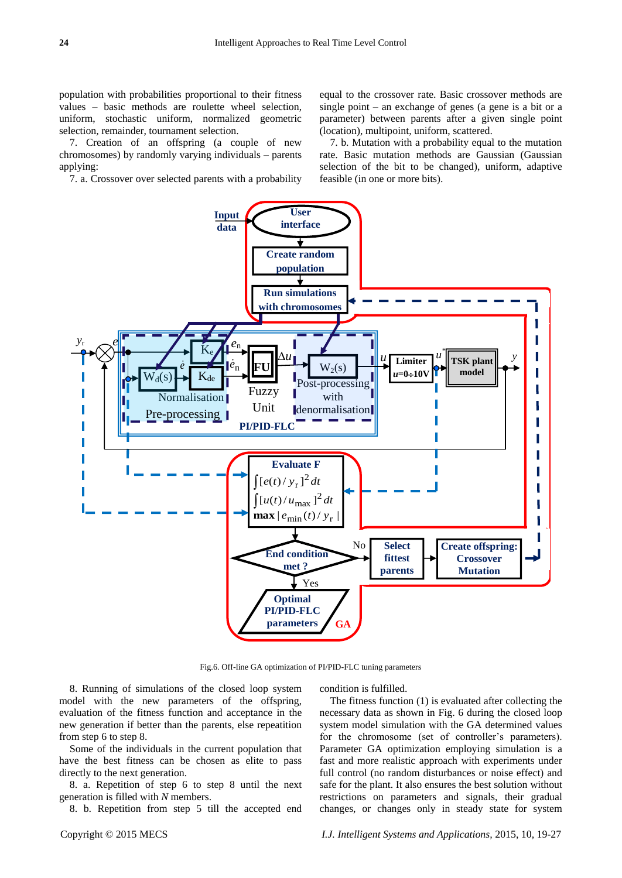population with probabilities proportional to their fitness values – basic methods are roulette wheel selection, uniform, stochastic uniform, normalized geometric selection, remainder, tournament selection.

7. Creation of an offspring (a couple of new chromosomes) by randomly varying individuals – parents applying:

7. a. Crossover over selected parents with a probability equal to the crossover rate. Basic crossover methods are single point – an exchange of genes (a gene is a bit or a parameter) between parents after a given single point (location), multipoint, uniform, scattered.

7. b. Mutation with a probability equal to the mutation rate. Basic mutation methods are Gaussian (Gaussian selection of the bit to be changed), uniform, adaptive feasible (in one or more bits).

Fig.6. Off-line GA optimization of PI/PID-FLC tuning parameters

8. Running of simulations of the closed loop system model with the new parameters of the offspring, evaluation of the fitness function and acceptance in the new generation if better than the parents, else repeatition from step 6 to step 8.

Some of the individuals in the current population that have the best fitness can be chosen as elite to pass directly to the next generation.

8. a. Repetition of step 6 to step 8 until the next generation is filled with $N$ members.

8. b. Repetition from step 5 till the accepted end condition is fulfilled.

The fitness function (1) is evaluated after collecting the necessary data as shown in Fig. 6 during the closed loop system model simulation with the GA determined values for the chromosome (set of controller's parameters). Parameter GA optimization employing simulation is a fast and more realistic approach with experiments under full control (no random disturbances or noise effect) and safe for the plant. It also ensures the best solution without restrictions on parameters and signals, their gradual changes, or changes only in steady state for system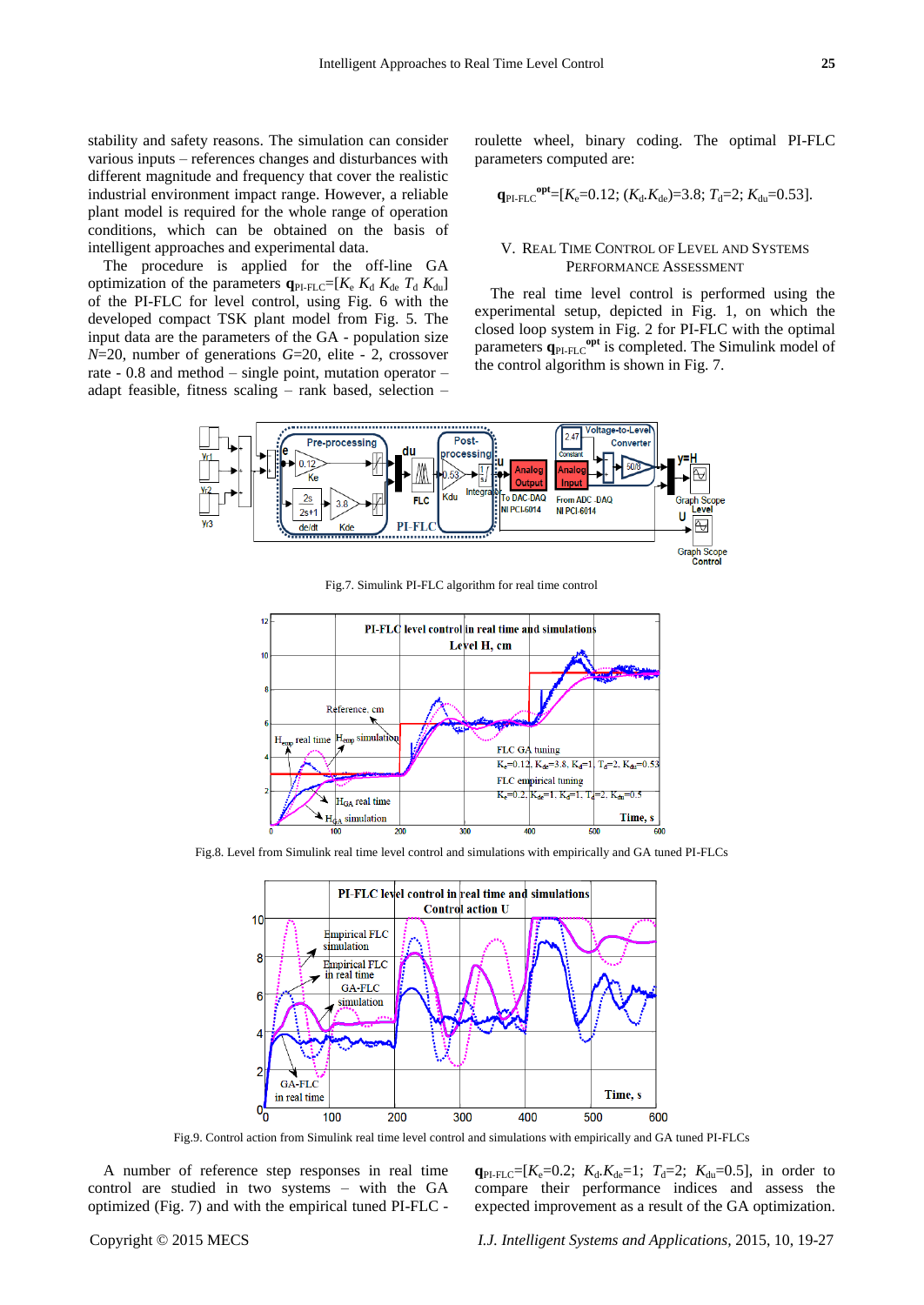stability and safety reasons. The simulation can consider various inputs – references changes and disturbances with different magnitude and frequency that cover the realistic industrial environment impact range. However, a reliable plant model is required for the whole range of operation conditions, which can be obtained on the basis of intelligent approaches and experimental data.

The procedure is applied for the off-line GA optimization of the parameters $\mathbf{q}_{\text{PI-FLC}}=[K_e\ K_d\ K_{de}\ T_d\ K_{du}]$ of the PI-FLC for level control, using Fig. 6 with the developed compact TSK plant model from Fig. 5. The input data are the parameters of the GA - population size $N$=20, number of generations $G$=20, elite - 2, crossover rate - 0.8 and method – single point, mutation operator – adapt feasible, fitness scaling – rank based, selection – roulette wheel, binary coding. The optimal PI-FLC parameters computed are:

$$\mathbf{q}_{\text{PI-FLC}}^{\text{opt}}=[K_e=0.12;\ (K_d.K_{de})=3.8;\ T_d=2;\ K_{du}=0.53].$$

## V. Real Time Control of Level and Systems Performance Assessment

The real time level control is performed using the experimental setup, depicted in Fig. 1, on which the closed loop system in Fig. 2 for PI-FLC with the optimal parameters $\mathbf{q}_{\text{PI-FLC}}^{\text{opt}}$ is completed. The Simulink model of the control algorithm is shown in Fig. 7.

Fig.7. Simulink PI-FLC algorithm for real time control

Fig.8. Level from Simulink real time level control and simulations with empirically and GA tuned PI-FLCs

Fig.9. Control action from Simulink real time level control and simulations with empirically and GA tuned PI-FLCs

A number of reference step responses in real time control are studied in two systems – with the GA optimized (Fig. 7) and with the empirical tuned PI-FLC - $\mathbf{q}_{\text{PI-FLC}}=[K_e=0.2;\ K_d.K_{de}=1;\ T_d=2;\ K_{du}=0.5]$, in order to compare their performance indices and assess the expected improvement as a result of the GA optimization.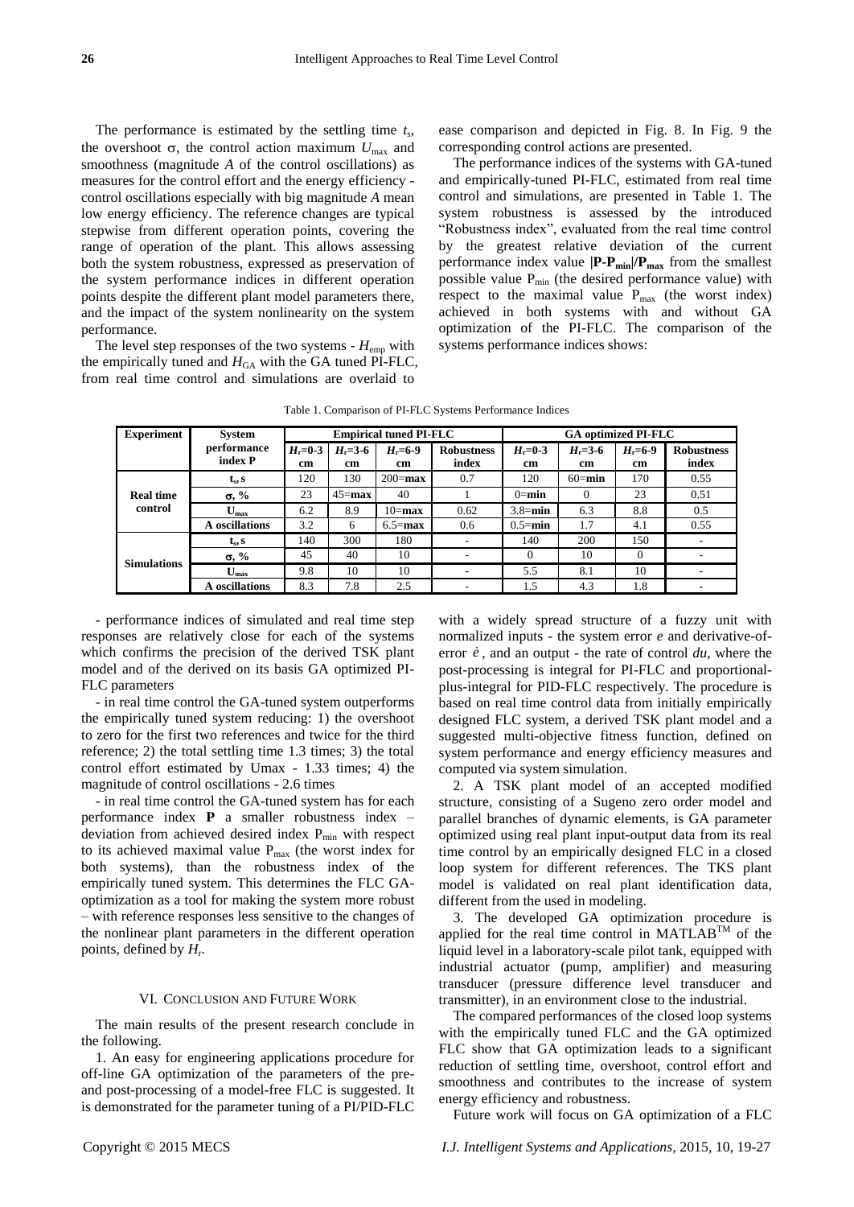The performance is estimated by the settling time $t_s$, the overshoot $\sigma$, the control action maximum $U_{max}$ and smoothness (magnitude $A$ of the control oscillations) as measures for the control effort and the energy efficiency - control oscillations especially with big magnitude $A$ mean low energy efficiency. The reference changes are typical stepwise from different operation points, covering the range of operation of the plant. This allows assessing both the system robustness, expressed as preservation of the system performance indices in different operation points despite the different plant model parameters there, and the impact of the system nonlinearity on the system performance.

The level step responses of the two systems - $H_{emp}$ with the empirically tuned and $H_{GA}$ with the GA tuned PI-FLC, from real time control and simulations are overlaid to ease comparison and depicted in Fig. 8. In Fig. 9 the corresponding control actions are presented.

The performance indices of the systems with GA-tuned and empirically-tuned PI-FLC, estimated from real time control and simulations, are presented in Table 1. The system robustness is assessed by the introduced "Robustness index", evaluated from the real time control by the greatest relative deviation of the current performance index value $|\mathbf{P}-\mathbf{P}_{min}|/\mathbf{P}_{max}$ from the smallest possible value $P_{min}$ (the desired performance value) with respect to the maximal value $P_{max}$ (the worst index) achieved in both systems with and without GA optimization of the PI-FLC. The comparison of the systems performance indices shows:

Table 1. Comparison of PI-FLC Systems Performance Indices

| Experiment | System performance index P | Empirical tuned PI-FLC | | | | GA optimized PI-FLC | | | |
|---|---|---|---|---|---|---|---|---|---|
| | | $H_r$=0-3 cm | $H_r$=3-6 cm | $H_r$=6-9 cm | Robustness index | $H_r$=0-3 cm | $H_r$=3-6 cm | $H_r$=6-9 cm | Robustness index |
| Real time control | $t_s$, s | 120 | 130 | 200=**max** | 0.7 | 120 | 60=**min** | 170 | 0.55 |
| | $\sigma$, % | 23 | 45=**max** | 40 | 1 | 0=**min** | 0 | 23 | 0.51 |
| | $U_{max}$ | 6.2 | 8.9 | 10=**max** | 0.62 | 3.8=**min** | 6.3 | 8.8 | 0.5 |
| | A oscillations | 3.2 | 6 | 6.5=**max** | 0.6 | 0.5=**min** | 1.7 | 4.1 | 0.55 |
| Simulations | $t_s$, s | 140 | 300 | 180 | - | 140 | 200 | 150 | - |
| | $\sigma$, % | 45 | 40 | 10 | - | 0 | 10 | 0 | - |
| | $U_{max}$ | 9.8 | 10 | 10 | - | 5.5 | 8.1 | 10 | - |
| | A oscillations | 8.3 | 7.8 | 2.5 | - | 1.5 | 4.3 | 1.8 | - |

- performance indices of simulated and real time step responses are relatively close for each of the systems which confirms the precision of the derived TSK plant model and of the derived on its basis GA optimized PI-FLC parameters

- in real time control the GA-tuned system outperforms the empirically tuned system reducing: 1) the overshoot to zero for the first two references and twice for the third reference; 2) the total settling time 1.3 times; 3) the total control effort estimated by Umax - 1.33 times; 4) the magnitude of control oscillations - 2.6 times

- in real time control the GA-tuned system has for each performance index **P** a smaller robustness index – deviation from achieved desired index $P_{min}$ with respect to its achieved maximal value $P_{max}$ (the worst index for both systems), than the robustness index of the empirically tuned system. This determines the FLC GA-optimization as a tool for making the system more robust – with reference responses less sensitive to the changes of the nonlinear plant parameters in the different operation points, defined by $H_r$.

## VI. Conclusion and Future Work

The main results of the present research conclude in the following.

1. An easy for engineering applications procedure for off-line GA optimization of the parameters of the pre- and post-processing of a model-free FLC is suggested. It is demonstrated for the parameter tuning of a PI/PID-FLC with a widely spread structure of a fuzzy unit with normalized inputs - the system error $e$ and derivative-of-error $\dot{e}$, and an output - the rate of control $du$, where the post-processing is integral for PI-FLC and proportional-plus-integral for PID-FLC respectively. The procedure is based on real time control data from initially empirically designed FLC system, a derived TSK plant model and a suggested multi-objective fitness function, defined on system performance and energy efficiency measures and computed via system simulation.

2. A TSK plant model of an accepted modified structure, consisting of a Sugeno zero order model and parallel branches of dynamic elements, is GA parameter optimized using real plant input-output data from its real time control by an empirically designed FLC in a closed loop system for different references. The TKS plant model is validated on real plant identification data, different from the used in modeling.

3. The developed GA optimization procedure is applied for the real time control in MATLAB$^{TM}$ of the liquid level in a laboratory-scale pilot tank, equipped with industrial actuator (pump, amplifier) and measuring transducer (pressure difference level transducer and transmitter), in an environment close to the industrial.

The compared performances of the closed loop systems with the empirically tuned FLC and the GA optimized FLC show that GA optimization leads to a significant reduction of settling time, overshoot, control effort and smoothness and contributes to the increase of system energy efficiency and robustness.

Future work will focus on GA optimization of a FLC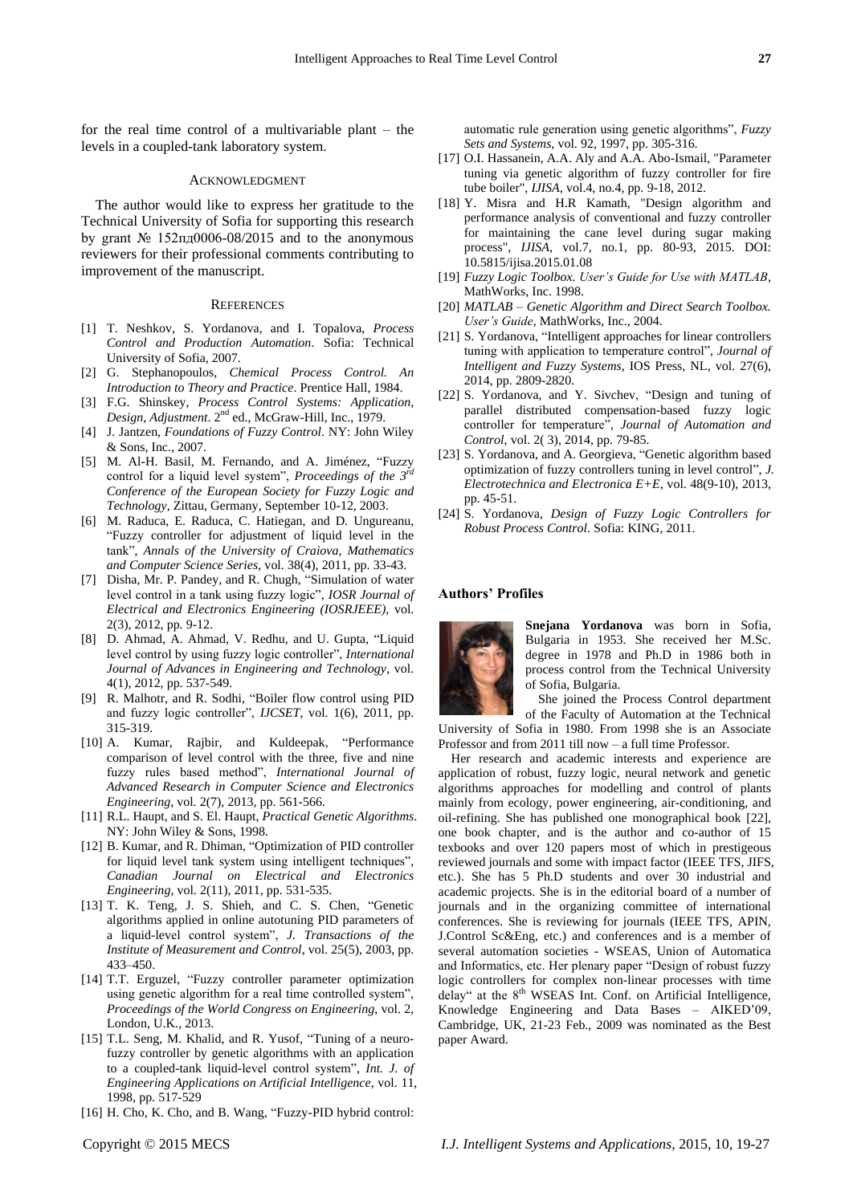for the real time control of a multivariable plant – the levels in a coupled-tank laboratory system.

## Acknowledgment

The author would like to express her gratitude to the Technical University of Sofia for supporting this research by grant № 152пд0006-08/2015 and to the anonymous reviewers for their professional comments contributing to improvement of the manuscript.

## References

[1] T. Neshkov, S. Yordanova, and I. Topalova, *Process Control and Production Automation*. Sofia: Technical University of Sofia, 2007.

[2] G. Stephanopoulos, *Chemical Process Control. An Introduction to Theory and Practice*. Prentice Hall, 1984.

[3] F.G. Shinskey, *Process Control Systems: Application, Design, Adjustment*. 2nd ed., McGraw-Hill, Inc., 1979.

[4] J. Jantzen, *Foundations of Fuzzy Control*. NY: John Wiley & Sons, Inc., 2007.

[5] M. Al-H. Basil, M. Fernando, and A. Jiménez, "Fuzzy control for a liquid level system", *Proceedings of the 3rd Conference of the European Society for Fuzzy Logic and Technology*, Zittau, Germany, September 10-12, 2003.

[6] M. Raduca, E. Raduca, C. Hatiegan, and D. Ungureanu, "Fuzzy controller for adjustment of liquid level in the tank", *Annals of the University of Craiova, Mathematics and Computer Science Series*, vol. 38(4), 2011, pp. 33-43.

[7] Disha, Mr. P. Pandey, and R. Chugh, "Simulation of water level control in a tank using fuzzy logic", *IOSR Journal of Electrical and Electronics Engineering (IOSRJEEE)*, vol. 2(3), 2012, pp. 9-12.

[8] D. Ahmad, A. Ahmad, V. Redhu, and U. Gupta, "Liquid level control by using fuzzy logic controller", *International Journal of Advances in Engineering and Technology*, vol. 4(1), 2012, pp. 537-549.

[9] R. Malhotr, and R. Sodhi, "Boiler flow control using PID and fuzzy logic controller", *IJCSET*, vol. 1(6), 2011, pp. 315-319.

[10] A. Kumar, Rajbir, and Kuldeepak, "Performance comparison of level control with the three, five and nine fuzzy rules based method", *International Journal of Advanced Research in Computer Science and Electronics Engineering*, vol. 2(7), 2013, pp. 561-566.

[11] R.L. Haupt, and S. El. Haupt, *Practical Genetic Algorithms*. NY: John Wiley & Sons, 1998.

[12] B. Kumar, and R. Dhiman, "Optimization of PID controller for liquid level tank system using intelligent techniques", *Canadian Journal on Electrical and Electronics Engineering*, vol. 2(11), 2011, pp. 531-535.

[13] T. K. Teng, J. S. Shieh, and C. S. Chen, "Genetic algorithms applied in online autotuning PID parameters of a liquid-level control system", *J. Transactions of the Institute of Measurement and Control*, vol. 25(5), 2003, pp. 433–450.

[14] T.T. Erguzel, "Fuzzy controller parameter optimization using genetic algorithm for a real time controlled system", *Proceedings of the World Congress on Engineering*, vol. 2, London, U.K., 2013.

[15] T.L. Seng, M. Khalid, and R. Yusof, "Tuning of a neuro-fuzzy controller by genetic algorithms with an application to a coupled-tank liquid-level control system", *Int. J. of Engineering Applications on Artificial Intelligence*, vol. 11, 1998, pp. 517-529

[16] H. Cho, K. Cho, and B. Wang, "Fuzzy-PID hybrid control: automatic rule generation using genetic algorithms", *Fuzzy Sets and Systems*, vol. 92, 1997, pp. 305-316.

[17] O.I. Hassanein, A.A. Aly and A.A. Abo-Ismail, "Parameter tuning via genetic algorithm of fuzzy controller for fire tube boiler", *IJISA*, vol.4, no.4, pp. 9-18, 2012.

[18] Y. Misra and H.R Kamath, "Design algorithm and performance analysis of conventional and fuzzy controller for maintaining the cane level during sugar making process", *IJISA*, vol.7, no.1, pp. 80-93, 2015. DOI: 10.5815/ijisa.2015.01.08

[19] *Fuzzy Logic Toolbox. User's Guide for Use with MATLAB*, MathWorks, Inc. 1998.

[20] *MATLAB – Genetic Algorithm and Direct Search Toolbox. User's Guide*, MathWorks, Inc., 2004.

[21] S. Yordanova, "Intelligent approaches for linear controllers tuning with application to temperature control", *Journal of Intelligent and Fuzzy Systems*, IOS Press, NL, vol. 27(6), 2014, pp. 2809-2820.

[22] S. Yordanova, and Y. Sivchev, "Design and tuning of parallel distributed compensation-based fuzzy logic controller for temperature", *Journal of Automation and Control*, vol. 2( 3), 2014, pp. 79-85.

[23] S. Yordanova, and A. Georgieva, "Genetic algorithm based optimization of fuzzy controllers tuning in level control", *J. Electrotechnica and Electronica E+E*, vol. 48(9-10), 2013, pp. 45-51.

[24] S. Yordanova, *Design of Fuzzy Logic Controllers for Robust Process Control*. Sofia: KING, 2011.

### Authors' Profiles

**Snejana Yordanova** was born in Sofia, Bulgaria in 1953. She received her M.Sc. degree in 1978 and Ph.D in 1986 both in process control from the Technical University of Sofia, Bulgaria.

She joined the Process Control department of the Faculty of Automation at the Technical University of Sofia in 1980. From 1998 she is an Associate Professor and from 2011 till now – a full time Professor.

Her research and academic interests and experience are application of robust, fuzzy logic, neural network and genetic algorithms approaches for modelling and control of plants mainly from ecology, power engineering, air-conditioning, and oil-refining. She has published one monographical book [22], one book chapter, and is the author and co-author of 15 texbooks and over 120 papers most of which in prestigeous reviewed journals and some with impact factor (IEEE TFS, JIFS, etc.). She has 5 Ph.D students and over 30 industrial and academic projects. She is in the editorial board of a number of journals and in the organizing committee of international conferences. She is reviewing for journals (IEEE TFS, APIN, J.Control Sc&Eng, etc.) and conferences and is a member of several automation societies - WSEAS, Union of Automatica and Informatics, etc. Her plenary paper "Design of robust fuzzy logic controllers for complex non-linear processes with time delay" at the 8th WSEAS Int. Conf. on Artificial Intelligence, Knowledge Engineering and Data Bases – AIKED'09, Cambridge, UK, 21-23 Feb., 2009 was nominated as the Best paper Award.